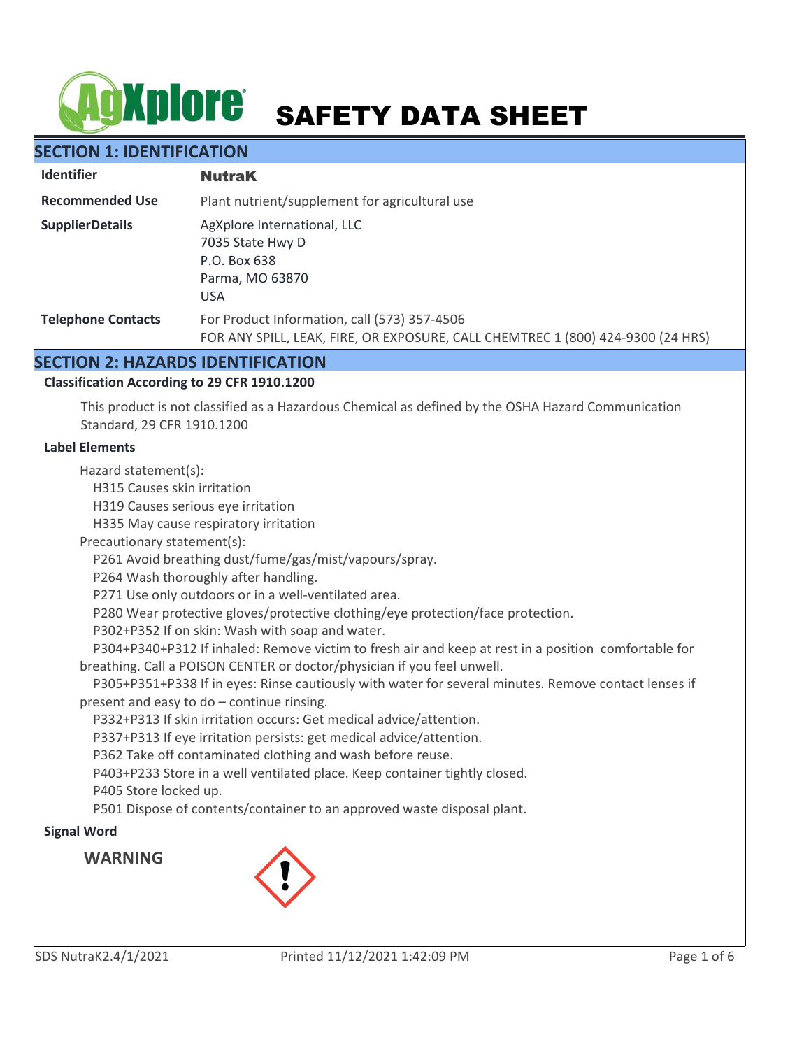# SAFETY DATA SHEET

## SECTION 1: IDENTIFICATION

| Identifier | **NutraK** |
|---|---|
| Recommended Use | Plant nutrient/supplement for agricultural use |
| SupplierDetails | AgXplore International, LLC<br>7035 State Hwy D<br>P.O. Box 638<br>Parma, MO 63870<br>USA |
| Telephone Contacts | For Product Information, call (573) 357-4506<br>FOR ANY SPILL, LEAK, FIRE, OR EXPOSURE, CALL CHEMTREC 1 (800) 424-9300 (24 HRS) |

## SECTION 2: HAZARDS IDENTIFICATION

### Classification According to 29 CFR 1910.1200

This product is not classified as a Hazardous Chemical as defined by the OSHA Hazard Communication Standard, 29 CFR 1910.1200

### Label Elements

Hazard statement(s):

- H315 Causes skin irritation
- H319 Causes serious eye irritation
- H335 May cause respiratory irritation

Precautionary statement(s):

- P261 Avoid breathing dust/fume/gas/mist/vapours/spray.
- P264 Wash thoroughly after handling.
- P271 Use only outdoors or in a well-ventilated area.
- P280 Wear protective gloves/protective clothing/eye protection/face protection.
- P302+P352 If on skin: Wash with soap and water.
- P304+P340+P312 If inhaled: Remove victim to fresh air and keep at rest in a position comfortable for breathing. Call a POISON CENTER or doctor/physician if you feel unwell.
- P305+P351+P338 If in eyes: Rinse cautiously with water for several minutes. Remove contact lenses if present and easy to do – continue rinsing.
- P332+P313 If skin irritation occurs: Get medical advice/attention.
- P337+P313 If eye irritation persists: get medical advice/attention.
- P362 Take off contaminated clothing and wash before reuse.
- P403+P233 Store in a well ventilated place. Keep container tightly closed.
- P405 Store locked up.
- P501 Dispose of contents/container to an approved waste disposal plant.

### Signal Word

**WARNING**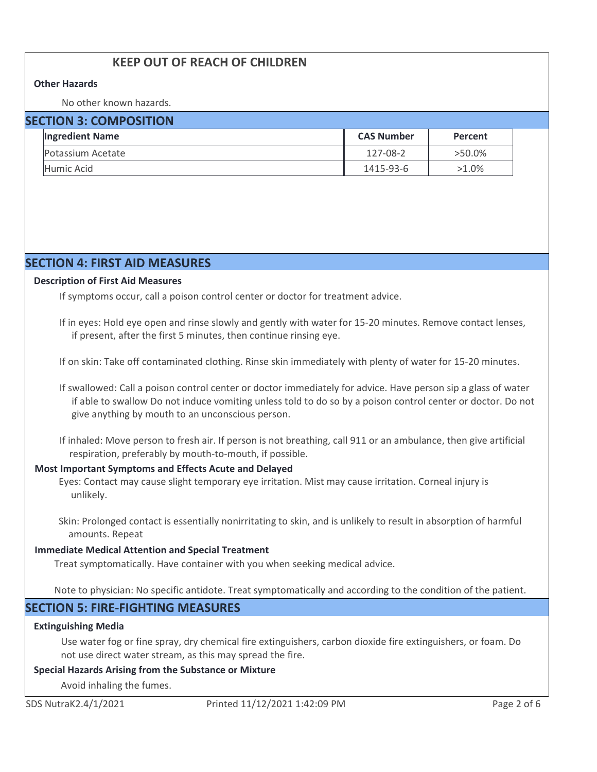**KEEP OUT OF REACH OF CHILDREN**

**Other Hazards**

No other known hazards.

## SECTION 3: COMPOSITION

| Ingredient Name | CAS Number | Percent |
|---|---|---|
| Potassium Acetate | 127-08-2 | >50.0% |
| Humic Acid | 1415-93-6 | >1.0% |

## SECTION 4: FIRST AID MEASURES

**Description of First Aid Measures**

If symptoms occur, call a poison control center or doctor for treatment advice.

If in eyes: Hold eye open and rinse slowly and gently with water for 15-20 minutes. Remove contact lenses, if present, after the first 5 minutes, then continue rinsing eye.

If on skin: Take off contaminated clothing. Rinse skin immediately with plenty of water for 15-20 minutes.

If swallowed: Call a poison control center or doctor immediately for advice. Have person sip a glass of water if able to swallow Do not induce vomiting unless told to do so by a poison control center or doctor. Do not give anything by mouth to an unconscious person.

If inhaled: Move person to fresh air. If person is not breathing, call 911 or an ambulance, then give artificial respiration, preferably by mouth-to-mouth, if possible.

**Most Important Symptoms and Effects Acute and Delayed**

Eyes: Contact may cause slight temporary eye irritation. Mist may cause irritation. Corneal injury is unlikely.

Skin: Prolonged contact is essentially nonirritating to skin, and is unlikely to result in absorption of harmful amounts. Repeat

**Immediate Medical Attention and Special Treatment**

Treat symptomatically. Have container with you when seeking medical advice.

Note to physician: No specific antidote. Treat symptomatically and according to the condition of the patient.

## SECTION 5: FIRE-FIGHTING MEASURES

**Extinguishing Media**

Use water fog or fine spray, dry chemical fire extinguishers, carbon dioxide fire extinguishers, or foam. Do not use direct water stream, as this may spread the fire.

**Special Hazards Arising from the Substance or Mixture**

Avoid inhaling the fumes.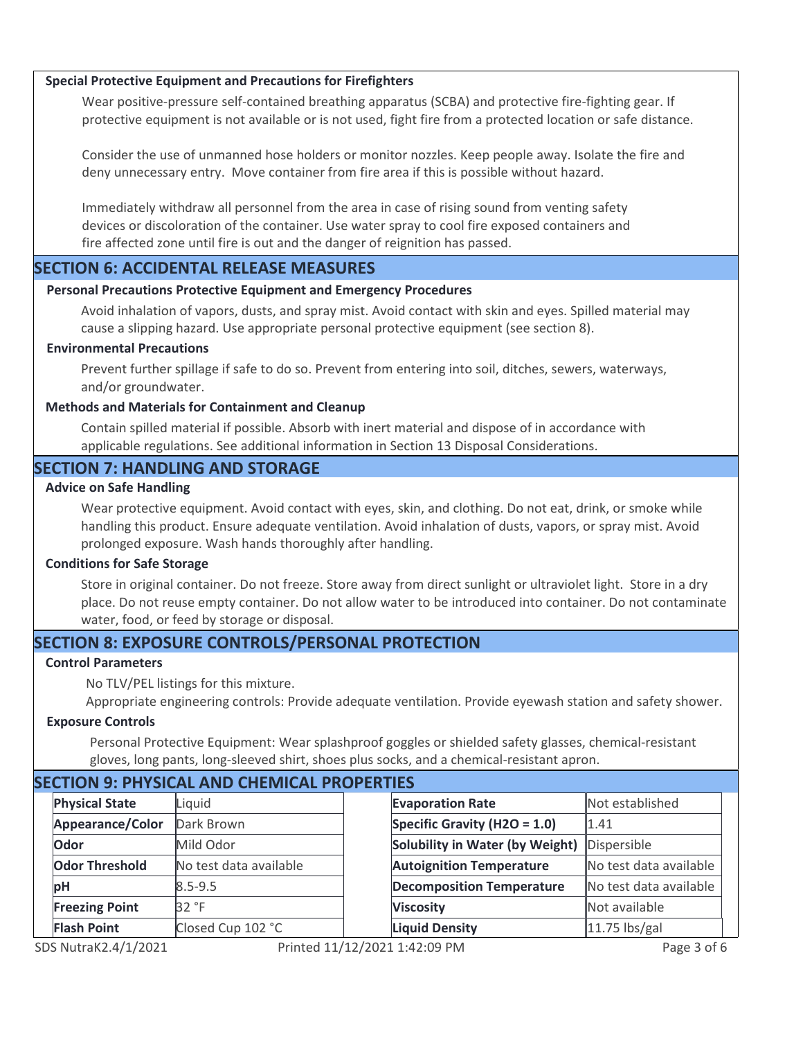### Special Protective Equipment and Precautions for Firefighters

Wear positive-pressure self-contained breathing apparatus (SCBA) and protective fire-fighting gear. If protective equipment is not available or is not used, fight fire from a protected location or safe distance.

Consider the use of unmanned hose holders or monitor nozzles. Keep people away. Isolate the fire and deny unnecessary entry. Move container from fire area if this is possible without hazard.

Immediately withdraw all personnel from the area in case of rising sound from venting safety devices or discoloration of the container. Use water spray to cool fire exposed containers and fire affected zone until fire is out and the danger of reignition has passed.

## SECTION 6: ACCIDENTAL RELEASE MEASURES

### Personal Precautions Protective Equipment and Emergency Procedures

Avoid inhalation of vapors, dusts, and spray mist. Avoid contact with skin and eyes. Spilled material may cause a slipping hazard. Use appropriate personal protective equipment (see section 8).

### Environmental Precautions

Prevent further spillage if safe to do so. Prevent from entering into soil, ditches, sewers, waterways, and/or groundwater.

### Methods and Materials for Containment and Cleanup

Contain spilled material if possible. Absorb with inert material and dispose of in accordance with applicable regulations. See additional information in Section 13 Disposal Considerations.

## SECTION 7: HANDLING AND STORAGE

### Advice on Safe Handling

Wear protective equipment. Avoid contact with eyes, skin, and clothing. Do not eat, drink, or smoke while handling this product. Ensure adequate ventilation. Avoid inhalation of dusts, vapors, or spray mist. Avoid prolonged exposure. Wash hands thoroughly after handling.

### Conditions for Safe Storage

Store in original container. Do not freeze. Store away from direct sunlight or ultraviolet light. Store in a dry place. Do not reuse empty container. Do not allow water to be introduced into container. Do not contaminate water, food, or feed by storage or disposal.

## SECTION 8: EXPOSURE CONTROLS/PERSONAL PROTECTION

### Control Parameters

No TLV/PEL listings for this mixture.

Appropriate engineering controls: Provide adequate ventilation. Provide eyewash station and safety shower.

### Exposure Controls

Personal Protective Equipment: Wear splashproof goggles or shielded safety glasses, chemical-resistant gloves, long pants, long-sleeved shirt, shoes plus socks, and a chemical-resistant apron.

## SECTION 9: PHYSICAL AND CHEMICAL PROPERTIES

| Property | Value | Property | Value |
|---|---|---|---|
| **Physical State** | Liquid | **Evaporation Rate** | Not established |
| **Appearance/Color** | Dark Brown | **Specific Gravity ($H_2O$ = 1.0)** | 1.41 |
| **Odor** | Mild Odor | **Solubility in Water (by Weight)** | Dispersible |
| **Odor Threshold** | No test data available | **Autoignition Temperature** | No test data available |
| **pH** | 8.5-9.5 | **Decomposition Temperature** | No test data available |
| **Freezing Point** | 32 °F | **Viscosity** | Not available |
| **Flash Point** | Closed Cup 102 °C | **Liquid Density** | 11.75 lbs/gal |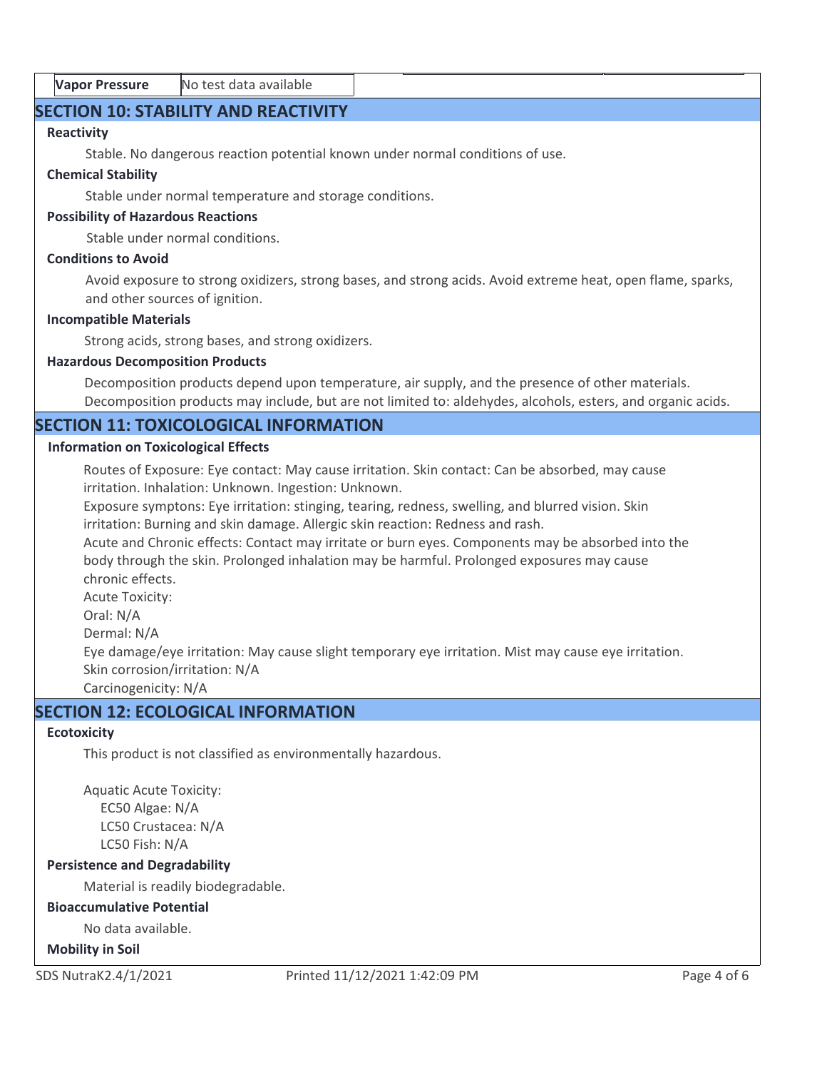| Vapor Pressure | No test data available |
| --- | --- |

## SECTION 10: STABILITY AND REACTIVITY

**Reactivity**

Stable. No dangerous reaction potential known under normal conditions of use.

**Chemical Stability**

Stable under normal temperature and storage conditions.

**Possibility of Hazardous Reactions**

Stable under normal conditions.

**Conditions to Avoid**

Avoid exposure to strong oxidizers, strong bases, and strong acids. Avoid extreme heat, open flame, sparks, and other sources of ignition.

**Incompatible Materials**

Strong acids, strong bases, and strong oxidizers.

**Hazardous Decomposition Products**

Decomposition products depend upon temperature, air supply, and the presence of other materials. Decomposition products may include, but are not limited to: aldehydes, alcohols, esters, and organic acids.

## SECTION 11: TOXICOLOGICAL INFORMATION

**Information on Toxicological Effects**

Routes of Exposure: Eye contact: May cause irritation. Skin contact: Can be absorbed, may cause irritation. Inhalation: Unknown. Ingestion: Unknown.
Exposure symptons: Eye irritation: stinging, tearing, redness, swelling, and blurred vision. Skin irritation: Burning and skin damage. Allergic skin reaction: Redness and rash.
Acute and Chronic effects: Contact may irritate or burn eyes. Components may be absorbed into the body through the skin. Prolonged inhalation may be harmful. Prolonged exposures may cause chronic effects.
Acute Toxicity:
Oral: N/A
Dermal: N/A
Eye damage/eye irritation: May cause slight temporary eye irritation. Mist may cause eye irritation.
Skin corrosion/irritation: N/A
Carcinogenicity: N/A

## SECTION 12: ECOLOGICAL INFORMATION

**Ecotoxicity**

This product is not classified as environmentally hazardous.

Aquatic Acute Toxicity:
EC50 Algae: N/A
LC50 Crustacea: N/A
LC50 Fish: N/A

**Persistence and Degradability**

Material is readily biodegradable.

**Bioaccumulative Potential**

No data available.

**Mobility in Soil**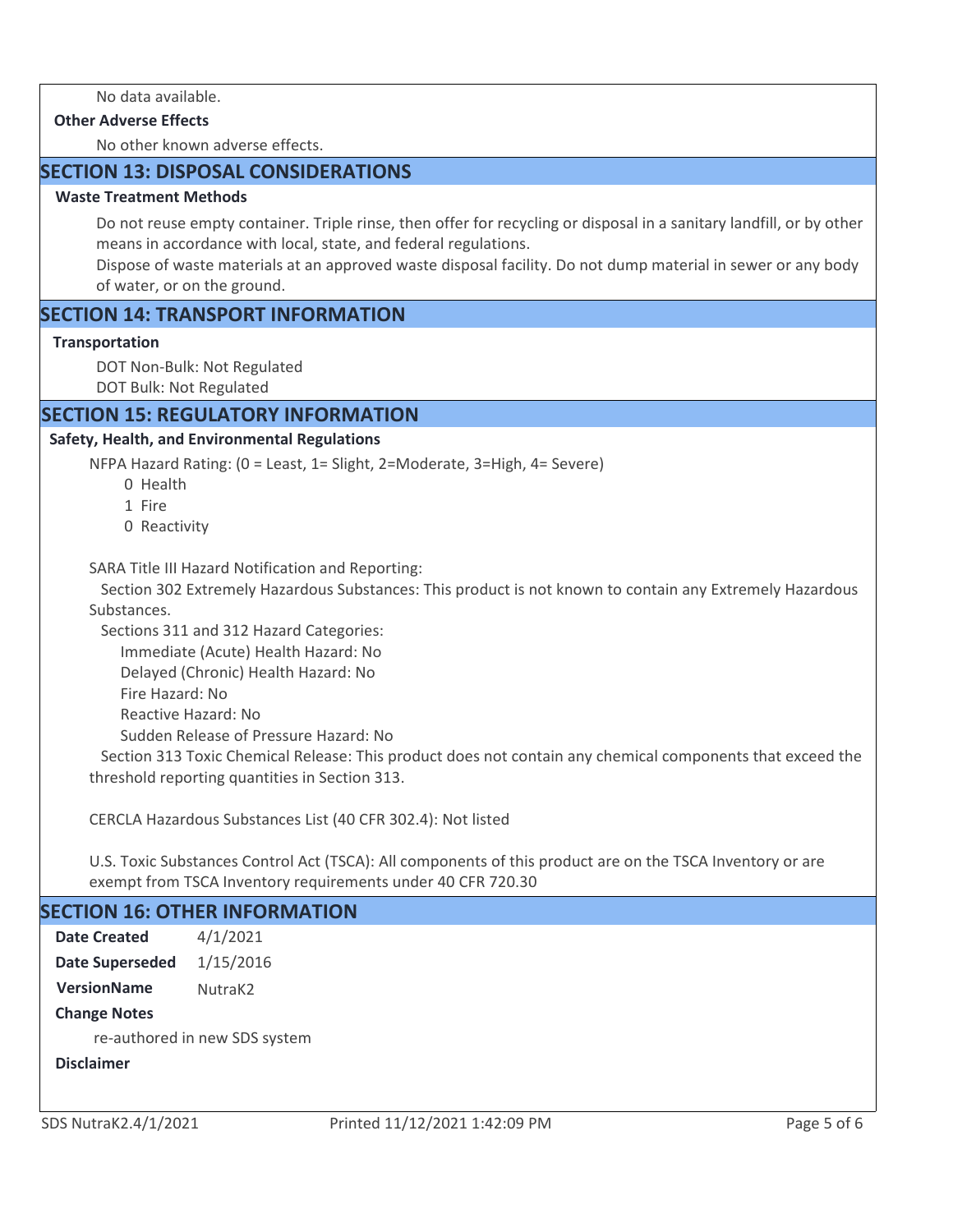No data available.

**Other Adverse Effects**

No other known adverse effects.

## SECTION 13: DISPOSAL CONSIDERATIONS

**Waste Treatment Methods**

Do not reuse empty container. Triple rinse, then offer for recycling or disposal in a sanitary landfill, or by other means in accordance with local, state, and federal regulations.

Dispose of waste materials at an approved waste disposal facility. Do not dump material in sewer or any body of water, or on the ground.

## SECTION 14: TRANSPORT INFORMATION

**Transportation**

DOT Non-Bulk: Not Regulated

DOT Bulk: Not Regulated

## SECTION 15: REGULATORY INFORMATION

**Safety, Health, and Environmental Regulations**

NFPA Hazard Rating: (0 = Least, 1= Slight, 2=Moderate, 3=High, 4= Severe)

- 0 Health
- 1 Fire
- 0 Reactivity

SARA Title III Hazard Notification and Reporting:

Section 302 Extremely Hazardous Substances: This product is not known to contain any Extremely Hazardous Substances.

Sections 311 and 312 Hazard Categories:

- Immediate (Acute) Health Hazard: No
- Delayed (Chronic) Health Hazard: No
- Fire Hazard: No
- Reactive Hazard: No
- Sudden Release of Pressure Hazard: No

Section 313 Toxic Chemical Release: This product does not contain any chemical components that exceed the threshold reporting quantities in Section 313.

CERCLA Hazardous Substances List (40 CFR 302.4): Not listed

U.S. Toxic Substances Control Act (TSCA): All components of this product are on the TSCA Inventory or are exempt from TSCA Inventory requirements under 40 CFR 720.30

## SECTION 16: OTHER INFORMATION

**Date Created** 4/1/2021

**Date Superseded** 1/15/2016

**VersionName** NutraK2

**Change Notes**

re-authored in new SDS system

**Disclaimer**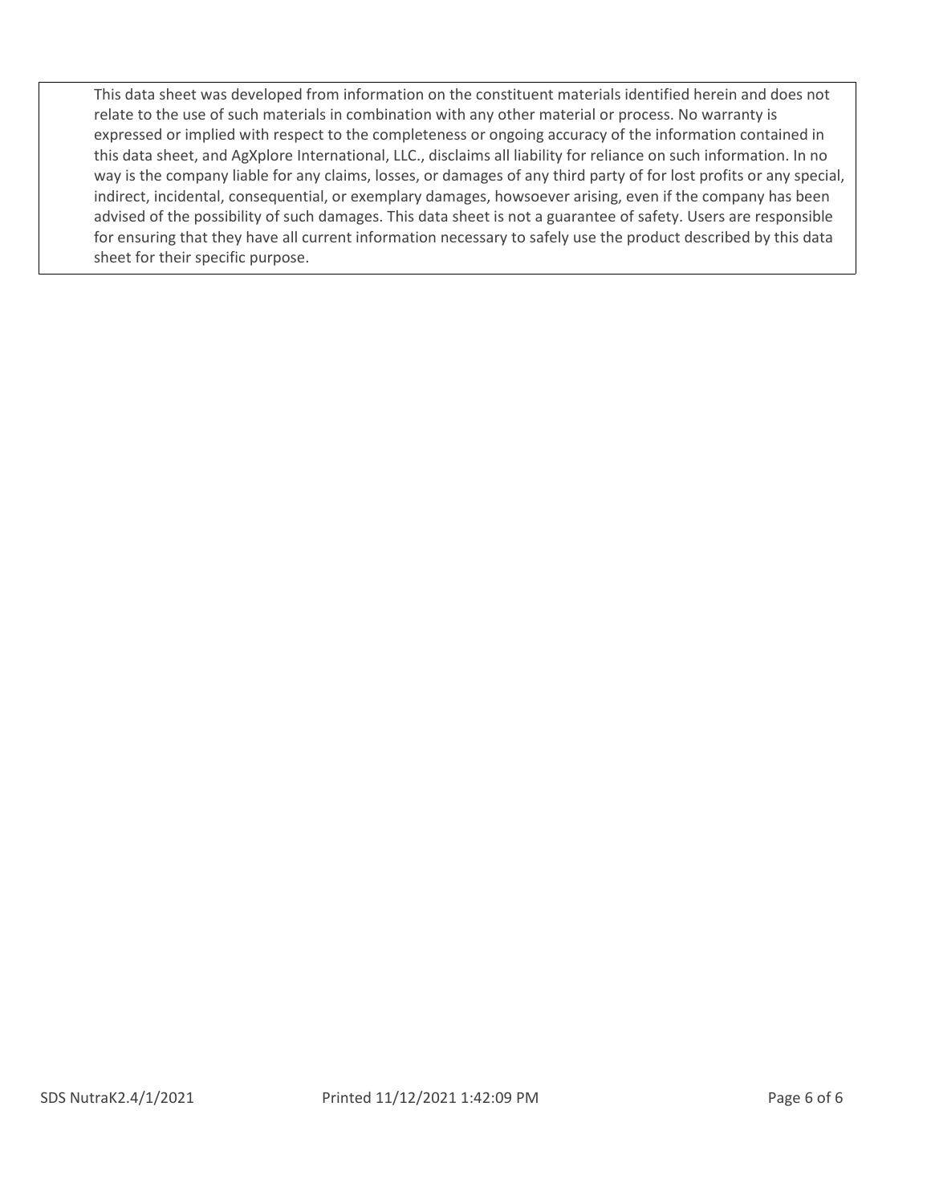This data sheet was developed from information on the constituent materials identified herein and does not relate to the use of such materials in combination with any other material or process. No warranty is expressed or implied with respect to the completeness or ongoing accuracy of the information contained in this data sheet, and AgXplore International, LLC., disclaims all liability for reliance on such information. In no way is the company liable for any claims, losses, or damages of any third party of for lost profits or any special, indirect, incidental, consequential, or exemplary damages, howsoever arising, even if the company has been advised of the possibility of such damages. This data sheet is not a guarantee of safety. Users are responsible for ensuring that they have all current information necessary to safely use the product described by this data sheet for their specific purpose.